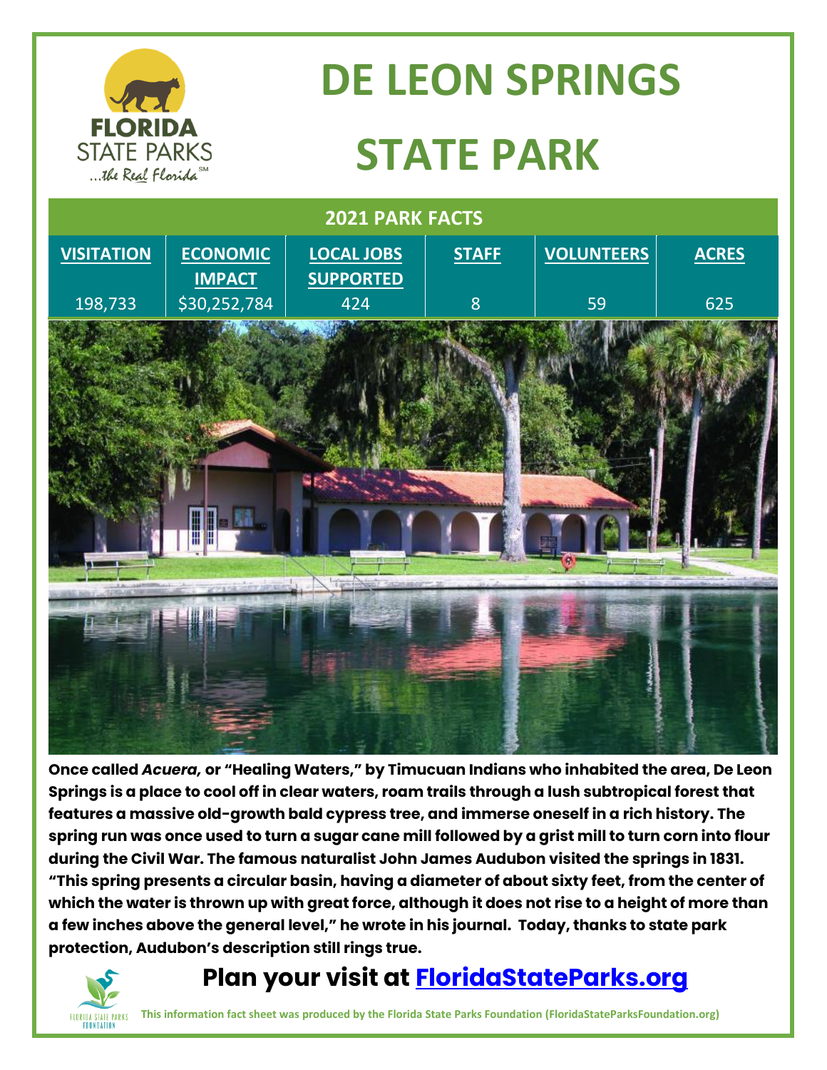# DE LEON SPRINGS STATE PARK

| 2021 PARK FACTS | | | | | |
|---|---|---|---|---|---|
| **VISITATION** | **ECONOMIC IMPACT** | **LOCAL JOBS SUPPORTED** | **STAFF** | **VOLUNTEERS** | **ACRES** |
| 198,733 | $30,252,784 | 424 | 8 | 59 | 625 |

**Once called *Acuera,* or "Healing Waters," by Timucuan Indians who inhabited the area, De Leon Springs is a place to cool off in clear waters, roam trails through a lush subtropical forest that features a massive old-growth bald cypress tree, and immerse oneself in a rich history. The spring run was once used to turn a sugar cane mill followed by a grist mill to turn corn into flour during the Civil War. The famous naturalist John James Audubon visited the springs in 1831. "This spring presents a circular basin, having a diameter of about sixty feet, from the center of which the water is thrown up with great force, although it does not rise to a height of more than a few inches above the general level," he wrote in his journal. Today, thanks to state park protection, Audubon's description still rings true.**

## Plan your visit at [FloridaStateParks.org](https://FloridaStateParks.org)

This information fact sheet was produced by the Florida State Parks Foundation (FloridaStateParksFoundation.org)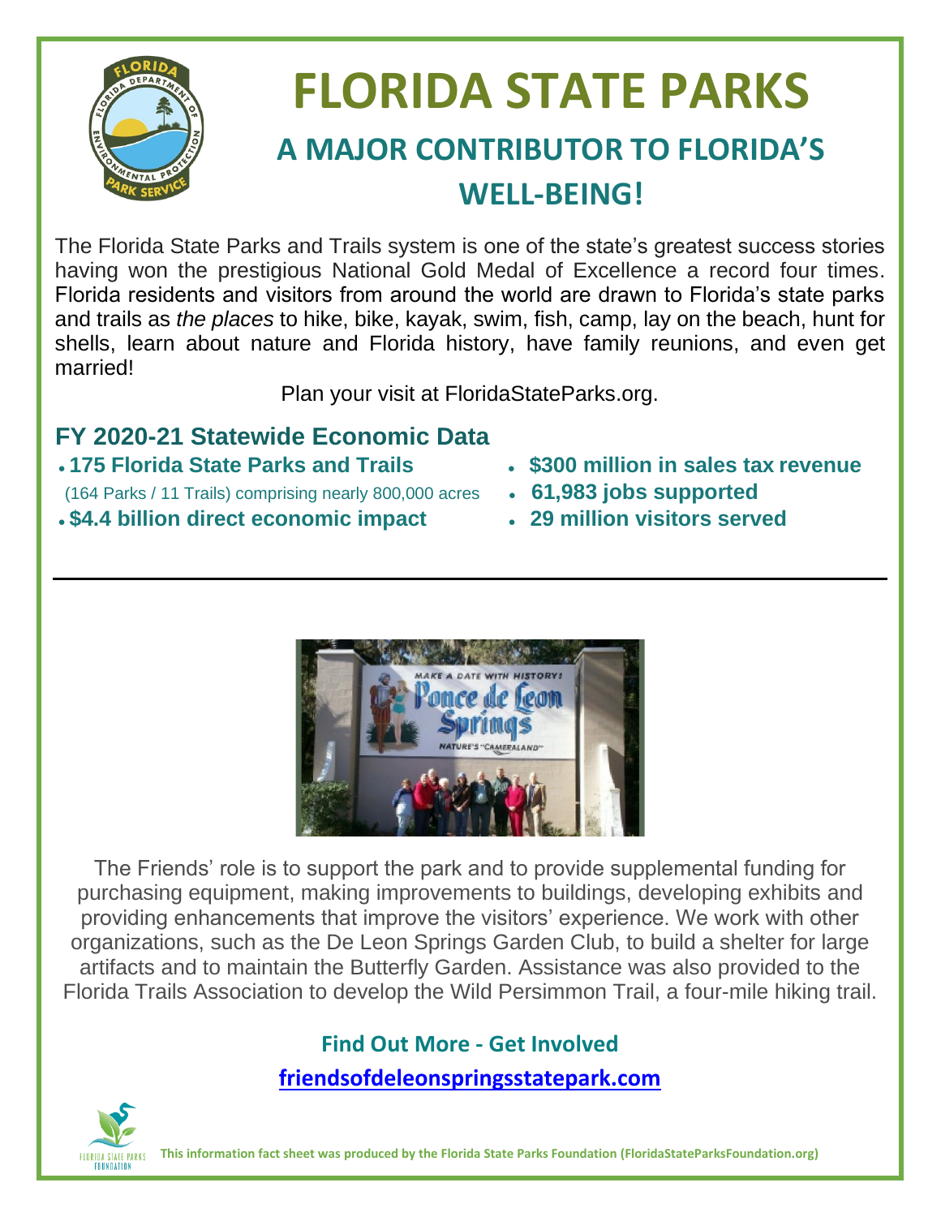# FLORIDA STATE PARKS

## A MAJOR CONTRIBUTOR TO FLORIDA'S WELL-BEING!

The Florida State Parks and Trails system is one of the state's greatest success stories having won the prestigious National Gold Medal of Excellence a record four times. Florida residents and visitors from around the world are drawn to Florida's state parks and trails as *the places* to hike, bike, kayak, swim, fish, camp, lay on the beach, hunt for shells, learn about nature and Florida history, have family reunions, and even get married!

Plan your visit at FloridaStateParks.org.

### FY 2020-21 Statewide Economic Data

- **175 Florida State Parks and Trails**
  (164 Parks / 11 Trails) comprising nearly 800,000 acres
- **$4.4 billion direct economic impact**
- **$300 million in sales tax revenue**
- **61,983 jobs supported**
- **29 million visitors served**

---

The Friends' role is to support the park and to provide supplemental funding for purchasing equipment, making improvements to buildings, developing exhibits and providing enhancements that improve the visitors' experience. We work with other organizations, such as the De Leon Springs Garden Club, to build a shelter for large artifacts and to maintain the Butterfly Garden. Assistance was also provided to the Florida Trails Association to develop the Wild Persimmon Trail, a four-mile hiking trail.

**Find Out More - Get Involved**

**friendsofdeleonspringsstatepark.com**

**This information fact sheet was produced by the Florida State Parks Foundation (FloridaStateParksFoundation.org)**